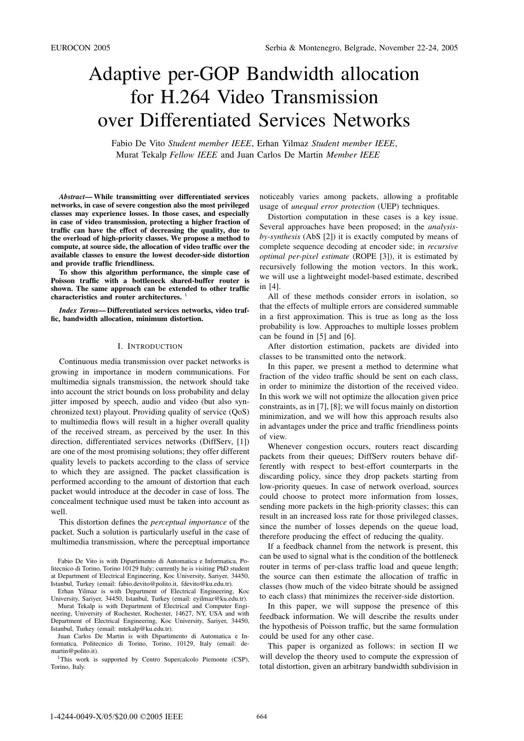# Adaptive per-GOP Bandwidth allocation for H.264 Video Transmission over Differentiated Services Networks

Fabio De Vito *Student member IEEE*, Erhan Yilmaz *Student member IEEE*, Murat Tekalp *Fellow IEEE* and Juan Carlos De Martin *Member IEEE*

***Abstract*— While transmitting over differentiated services networks, in case of severe congestion also the most privileged classes may experience losses. In those cases, and especially in case of video transmission, protecting a higher fraction of traffic can have the effect of decreasing the quality, due to the overload of high-priority classes. We propose a method to compute, at source side, the allocation of video traffic over the available classes to ensure the lowest decoder-side distortion and provide traffic friendliness.**

**To show this algorithm performance, the simple case of Poisson traffic with a bottleneck shared-buffer router is shown. The same approach can be extended to other traffic characteristics and router architectures.** [1]

***Index Terms*— Differentiated services networks, video traffic, bandwidth allocation, minimum distortion.**

## I. Introduction

Continuous media transmission over packet networks is growing in importance in modern communications. For multimedia signals transmission, the network should take into account the strict bounds on loss probability and delay jitter imposed by speech, audio and video (but also synchronized text) playout. Providing quality of service (QoS) to multimedia flows will result in a higher overall quality of the received stream, as perceived by the user. In this direction, differentiated services networks (DiffServ, [1]) are one of the most promising solutions; they offer different quality levels to packets according to the class of service to which they are assigned. The packet classification is performed according to the amount of distortion that each packet would introduce at the decoder in case of loss. The concealment technique used must be taken into account as well.

This distortion defines the *perceptual importance* of the packet. Such a solution is particularly useful in the case of multimedia transmission, where the perceptual importance noticeably varies among packets, allowing a profitable usage of *unequal error protection* (UEP) techniques.

Distortion computation in these cases is a key issue. Several approaches have been proposed; in the *analysis-by-synthesis* (AbS [2]) it is exactly computed by means of complete sequence decoding at encoder side; in *recursive optimal per-pixel estimate* (ROPE [3]), it is estimated by recursively following the motion vectors. In this work, we will use a lightweight model-based estimate, described in [4].

All of these methods consider errors in isolation, so that the effects of multiple errors are considered summable in a first approximation. This is true as long as the loss probability is low. Approaches to multiple losses problem can be found in [5] and [6].

After distortion estimation, packets are divided into classes to be transmitted onto the network.

In this paper, we present a method to determine what fraction of the video traffic should be sent on each class, in order to minimize the distortion of the received video. In this work we will not optimize the allocation given price constraints, as in [7], [8]; we will focus mainly on distortion minimization, and we will how this approach results also in advantages under the price and traffic friendliness points of view.

Whenever congestion occurs, routers react discarding packets from their queues; DiffServ routers behave differently with respect to best-effort counterparts in the discarding policy, since they drop packets starting from low-priority queues. In case of network overload, sources could choose to protect more information from losses, sending more packets in the high-priority classes; this can result in an increased loss rate for those privileged classes, since the number of losses depends on the queue load, therefore producing the effect of reducing the quality.

If a feedback channel from the network is present, this can be used to signal what is the condition of the bottleneck router in terms of per-class traffic load and queue length; the source can then estimate the allocation of traffic in classes (how much of the video bitrate should be assigned to each class) that minimizes the receiver-side distortion.

In this paper, we will suppose the presence of this feedback information. We will describe the results under the hypothesis of Poisson traffic, but the same formulation could be used for any other case.

This paper is organized as follows: in section II we will develop the theory used to compute the expression of total distortion, given an arbitrary bandwidth subdivision in

Fabio De Vito is with Dipartimento di Automatica e Informatica, Politecnico di Torino, Torino 10129 Italy; currently he is visiting PhD student at Department of Electrical Engineering, Koc University, Sariyer, 34450, Istanbul, Turkey (email: fabio.devito@polito.it, fdevito@ku.edu.tr).

Erhan Yilmaz is with Department of Electrical Engineering, Koc University, Sariyer, 34450, Istanbul, Turkey (email: eyilmaz@ku.edu.tr).

Murat Tekalp is with Department of Electrical and Computer Engineering, University of Rochester, Rochester, 14627, NY, USA and with Department of Electrical Engineering, Koc University, Sariyer, 34450, Istanbul, Turkey (email: mtekalp@ku.edu.tr).

Juan Carlos De Martin is with Dipartimento di Automatica e Informatica, Politecnico di Torino, Torino, 10129, Italy (email: demartin@polito.it).

[1] This work is supported by Centro Supercalcolo Piemonte (CSP), Torino, Italy.

1-4244-0049-X/05/$20.00 ©2005 IEEE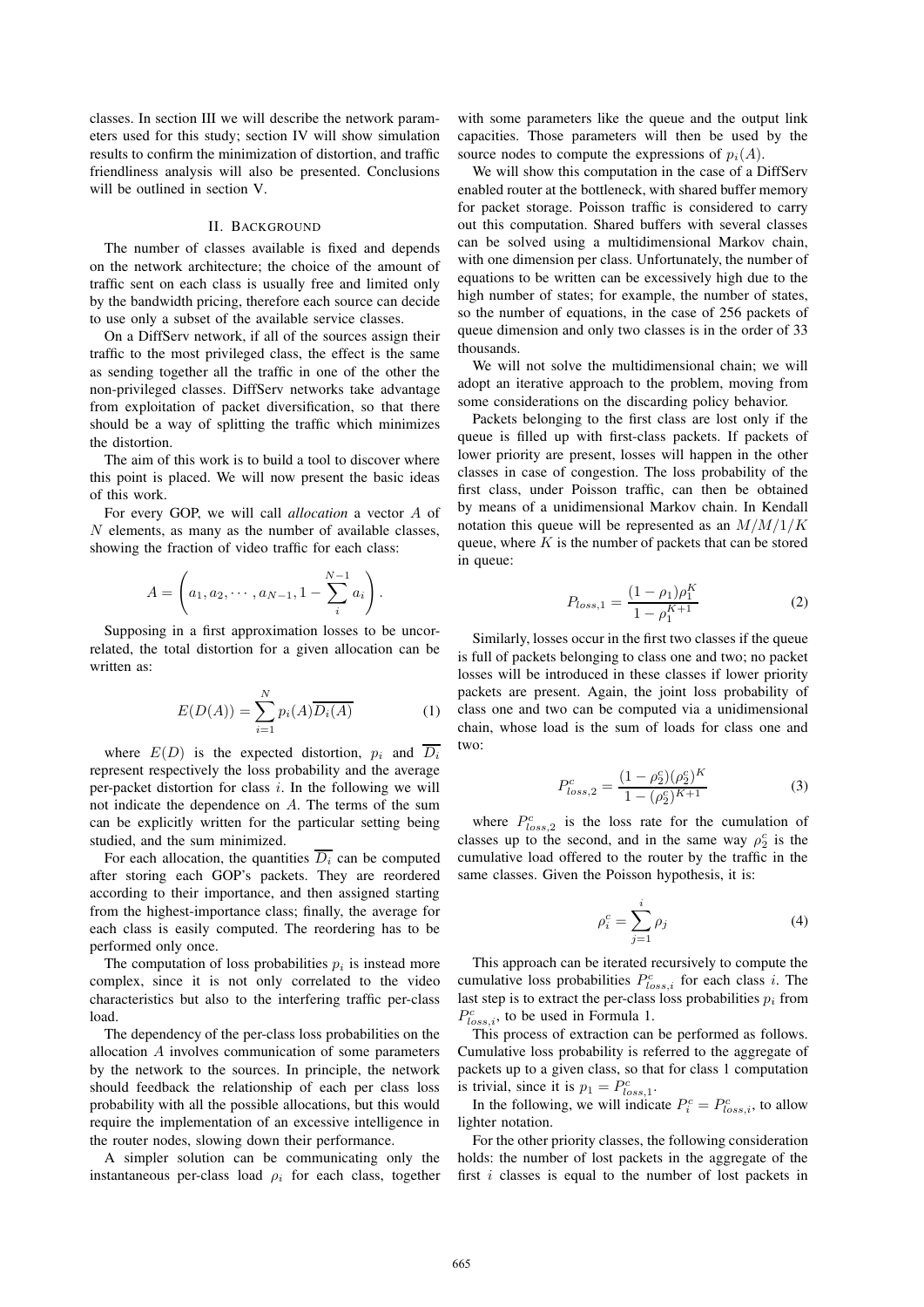classes. In section III we will describe the network parameters used for this study; section IV will show simulation results to confirm the minimization of distortion, and traffic friendliness analysis will also be presented. Conclusions will be outlined in section V.

## II. Background

The number of classes available is fixed and depends on the network architecture; the choice of the amount of traffic sent on each class is usually free and limited only by the bandwidth pricing, therefore each source can decide to use only a subset of the available service classes.

On a DiffServ network, if all of the sources assign their traffic to the most privileged class, the effect is the same as sending together all the traffic in one of the other the non-privileged classes. DiffServ networks take advantage from exploitation of packet diversification, so that there should be a way of splitting the traffic which minimizes the distortion.

The aim of this work is to build a tool to discover where this point is placed. We will now present the basic ideas of this work.

For every GOP, we will call *allocation* a vector $A$ of $N$ elements, as many as the number of available classes, showing the fraction of video traffic for each class:

$$A = \left( a_1, a_2, \cdots, a_{N-1}, 1 - \sum_{i}^{N-1} a_i \right).$$

Supposing in a first approximation losses to be uncorrelated, the total distortion for a given allocation can be written as:

$$E(D(A)) = \sum_{i=1}^{N} p_i(A)\overline{D_i(A)} \tag{1}$$

where $E(D)$ is the expected distortion, $p_i$ and $\overline{D_i}$ represent respectively the loss probability and the average per-packet distortion for class $i$. In the following we will not indicate the dependence on $A$. The terms of the sum can be explicitly written for the particular setting being studied, and the sum minimized.

For each allocation, the quantities $\overline{D_i}$ can be computed after storing each GOP's packets. They are reordered according to their importance, and then assigned starting from the highest-importance class; finally, the average for each class is easily computed. The reordering has to be performed only once.

The computation of loss probabilities $p_i$ is instead more complex, since it is not only correlated to the video characteristics but also to the interfering traffic per-class load.

The dependency of the per-class loss probabilities on the allocation $A$ involves communication of some parameters by the network to the sources. In principle, the network should feedback the relationship of each per class loss probability with all the possible allocations, but this would require the implementation of an excessive intelligence in the router nodes, slowing down their performance.

A simpler solution can be communicating only the instantaneous per-class load $\rho_i$ for each class, together with some parameters like the queue and the output link capacities. Those parameters will then be used by the source nodes to compute the expressions of $p_i(A)$.

We will show this computation in the case of a DiffServ enabled router at the bottleneck, with shared buffer memory for packet storage. Poisson traffic is considered to carry out this computation. Shared buffers with several classes can be solved using a multidimensional Markov chain, with one dimension per class. Unfortunately, the number of equations to be written can be excessively high due to the high number of states; for example, the number of states, so the number of equations, in the case of 256 packets of queue dimension and only two classes is in the order of 33 thousands.

We will not solve the multidimensional chain; we will adopt an iterative approach to the problem, moving from some considerations on the discarding policy behavior.

Packets belonging to the first class are lost only if the queue is filled up with first-class packets. If packets of lower priority are present, losses will happen in the other classes in case of congestion. The loss probability of the first class, under Poisson traffic, can then be obtained by means of a unidimensional Markov chain. In Kendall notation this queue will be represented as an $M/M/1/K$ queue, where $K$ is the number of packets that can be stored in queue:

$$P_{loss,1} = \frac{(1-\rho_1)\rho_1^K}{1-\rho_1^{K+1}} \tag{2}$$

Similarly, losses occur in the first two classes if the queue is full of packets belonging to class one and two; no packet losses will be introduced in these classes if lower priority packets are present. Again, the joint loss probability of class one and two can be computed via a unidimensional chain, whose load is the sum of loads for class one and two:

$$P_{loss,2}^c = \frac{(1-\rho_2^c)(\rho_2^c)^K}{1-(\rho_2^c)^{K+1}} \tag{3}$$

where $P_{loss,2}^c$ is the loss rate for the cumulation of classes up to the second, and in the same way $\rho_2^c$ is the cumulative load offered to the router by the traffic in the same classes. Given the Poisson hypothesis, it is:

$$\rho_i^c = \sum_{j=1}^{i} \rho_j \tag{4}$$

This approach can be iterated recursively to compute the cumulative loss probabilities $P_{loss,i}^c$ for each class $i$. The last step is to extract the per-class loss probabilities $p_i$ from $P_{loss,i}^c$, to be used in Formula 1.

This process of extraction can be performed as follows. Cumulative loss probability is referred to the aggregate of packets up to a given class, so that for class 1 computation is trivial, since it is $p_1 = P_{loss,1}^c$.

In the following, we will indicate $P_i^c = P_{loss,i}^c$, to allow lighter notation.

For the other priority classes, the following consideration holds: the number of lost packets in the aggregate of the first $i$ classes is equal to the number of lost packets in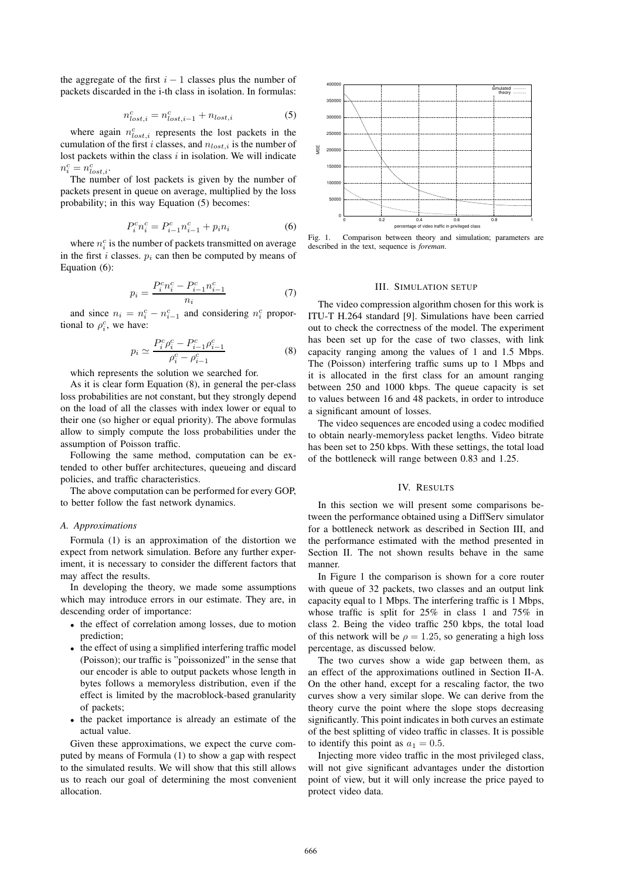the aggregate of the first $i-1$ classes plus the number of packets discarded in the i-th class in isolation. In formulas:

$$n^c_{lost,i} = n^c_{lost,i-1} + n_{lost,i} \tag{5}$$

where again $n^c_{lost,i}$ represents the lost packets in the cumulation of the first $i$ classes, and $n_{lost,i}$ is the number of lost packets within the class $i$ in isolation. We will indicate $n^c_i = n^c_{lost,i}$.

The number of lost packets is given by the number of packets present in queue on average, multiplied by the loss probability; in this way Equation (5) becomes:

$$P^c_i n^c_i = P^c_{i-1} n^c_{i-1} + p_i n_i \tag{6}$$

where $n^c_i$ is the number of packets transmitted on average in the first $i$ classes. $p_i$ can then be computed by means of Equation (6):

$$p_i = \frac{P^c_i n^c_i - P^c_{i-1} n^c_{i-1}}{n_i} \tag{7}$$

and since $n_i = n^c_i - n^c_{i-1}$ and considering $n^c_i$ proportional to $\rho^c_i$, we have:

$$p_i \simeq \frac{P^c_i \rho^c_i - P^c_{i-1} \rho^c_{i-1}}{\rho^c_i - \rho^c_{i-1}} \tag{8}$$

which represents the solution we searched for.

As it is clear form Equation (8), in general the per-class loss probabilities are not constant, but they strongly depend on the load of all the classes with index lower or equal to their one (so higher or equal priority). The above formulas allow to simply compute the loss probabilities under the assumption of Poisson traffic.

Following the same method, computation can be extended to other buffer architectures, queueing and discard policies, and traffic characteristics.

The above computation can be performed for every GOP, to better follow the fast network dynamics.

### A. Approximations

Formula (1) is an approximation of the distortion we expect from network simulation. Before any further experiment, it is necessary to consider the different factors that may affect the results.

In developing the theory, we made some assumptions which may introduce errors in our estimate. They are, in descending order of importance:

- the effect of correlation among losses, due to motion prediction;
- the effect of using a simplified interfering traffic model (Poisson); our traffic is "poissonized" in the sense that our encoder is able to output packets whose length in bytes follows a memoryless distribution, even if the effect is limited by the macroblock-based granularity of packets;
- the packet importance is already an estimate of the actual value.

Given these approximations, we expect the curve computed by means of Formula (1) to show a gap with respect to the simulated results. We will show that this still allows us to reach our goal of determining the most convenient allocation.

Fig. 1. Comparison between theory and simulation; parameters are described in the text, sequence is *foreman*.

## III. Simulation Setup

The video compression algorithm chosen for this work is ITU-T H.264 standard [9]. Simulations have been carried out to check the correctness of the model. The experiment has been set up for the case of two classes, with link capacity ranging among the values of 1 and 1.5 Mbps. The (Poisson) interfering traffic sums up to 1 Mbps and it is allocated in the first class for an amount ranging between 250 and 1000 kbps. The queue capacity is set to values between 16 and 48 packets, in order to introduce a significant amount of losses.

The video sequences are encoded using a codec modified to obtain nearly-memoryless packet lengths. Video bitrate has been set to 250 kbps. With these settings, the total load of the bottleneck will range between 0.83 and 1.25.

## IV. Results

In this section we will present some comparisons between the performance obtained using a DiffServ simulator for a bottleneck network as described in Section III, and the performance estimated with the method presented in Section II. The not shown results behave in the same manner.

In Figure 1 the comparison is shown for a core router with queue of 32 packets, two classes and an output link capacity equal to 1 Mbps. The interfering traffic is 1 Mbps, whose traffic is split for 25% in class 1 and 75% in class 2. Being the video traffic 250 kbps, the total load of this network will be $\rho = 1.25$, so generating a high loss percentage, as discussed below.

The two curves show a wide gap between them, as an effect of the approximations outlined in Section II-A. On the other hand, except for a rescaling factor, the two curves show a very similar slope. We can derive from the theory curve the point where the slope stops decreasing significantly. This point indicates in both curves an estimate of the best splitting of video traffic in classes. It is possible to identify this point as $a_1 = 0.5$.

Injecting more video traffic in the most privileged class, will not give significant advantages under the distortion point of view, but it will only increase the price payed to protect video data.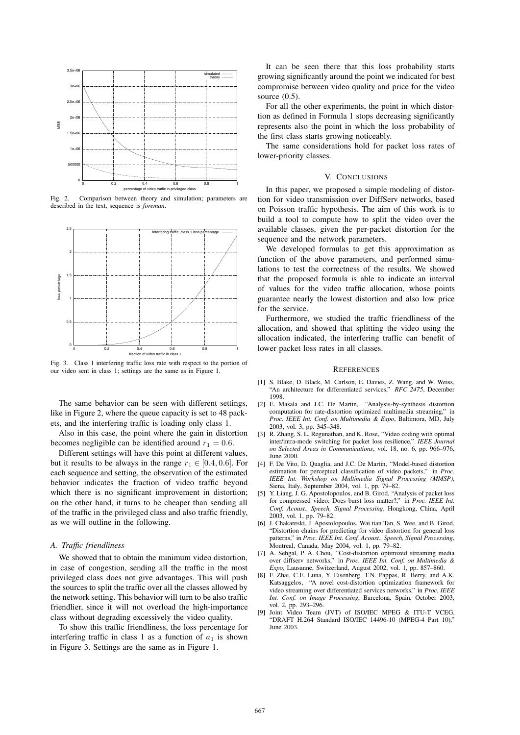3.5e+06

3e+06

2.5e+06

2e+06

1.5e+06

1e+06

500000

0

MSE

0 0.2 0.4 0.6 0.8 1

percentage of video traffic in privileged class

simulated
theory

Fig. 2. Comparison between theory and simulation; parameters are described in the text, sequence is *foreman*.

2.5

2

1.5

1

0.5

0

loss percentage

0 0.2 0.4 0.6 0.8 1

fraction of video traffic in class 1

Interfering traffic, class 1 loss percentage

Fig. 3. Class 1 interfering traffic loss rate with respect to the portion of our video sent in class 1; settings are the same as in Figure 1.

The same behavior can be seen with different settings, like in Figure 2, where the queue capacity is set to 48 packets, and the interfering traffic is loading only class 1.

Also in this case, the point where the gain in distortion becomes negligible can be identified around $r_1 = 0.6$.

Different settings will have this point at different values, but it results to be always in the range $r_1 \in [0.4, 0.6]$. For each sequence and setting, the observation of the estimated behavior indicates the fraction of video traffic beyond which there is no significant improvement in distortion; on the other hand, it turns to be cheaper than sending all of the traffic in the privileged class and also traffic friendly, as we will outline in the following.

### *A. Traffic friendliness*

We showed that to obtain the minimum video distortion, in case of congestion, sending all the traffic in the most privileged class does not give advantages. This will push the sources to split the traffic over all the classes allowed by the network setting. This behavior will turn to be also traffic friendlier, since it will not overload the high-importance class without degrading excessively the video quality.

To show this traffic friendliness, the loss percentage for interfering traffic in class 1 as a function of $a_1$ is shown in Figure 3. Settings are the same as in Figure 1.

It can be seen there that this loss probability starts growing significantly around the point we indicated for best compromise between video quality and price for the video source (0.5).

For all the other experiments, the point in which distortion as defined in Formula 1 stops decreasing significantly represents also the point in which the loss probability of the first class starts growing noticeably.

The same considerations hold for packet loss rates of lower-priority classes.

## V. Conclusions

In this paper, we proposed a simple modeling of distortion for video transmission over DiffServ networks, based on Poisson traffic hypothesis. The aim of this work is to build a tool to compute how to split the video over the available classes, given the per-packet distortion for the sequence and the network parameters.

We developed formulas to get this approximation as function of the above parameters, and performed simulations to test the correctness of the results. We showed that the proposed formula is able to indicate an interval of values for the video traffic allocation, whose points guarantee nearly the lowest distortion and also low price for the service.

Furthermore, we studied the traffic friendliness of the allocation, and showed that splitting the video using the allocation indicated, the interfering traffic can benefit of lower packet loss rates in all classes.

## References

[1] S. Blake, D. Black, M. Carlson, E. Davies, Z. Wang, and W. Weiss, "An architecture for differentiated services," *RFC 2475*, December 1998.

[2] E. Masala and J.C. De Martin, "Analysis-by-synthesis distortion computation for rate-distortion optimized multimedia streaming," in *Proc. IEEE Int. Conf. on Multimedia & Expo*, Baltimora, MD, July 2003, vol. 3, pp. 345–348.

[3] R. Zhang, S. L. Regunathan, and K. Rose, "Video coding with optimal inter/intra-mode switching for packet loss resilience," *IEEE Journal on Selected Areas in Communications*, vol. 18, no. 6, pp. 966–976, June 2000.

[4] F. De Vito, D. Quaglia, and J.C. De Martin, "Model-based distortion estimation for perceptual classification of video packets," in *Proc. IEEE Int. Workshop on Multimedia Signal Processing (MMSP)*, Siena, Italy, September 2004, vol. 1, pp. 79–82.

[5] Y. Liang, J. G. Apostolopoulos, and B. Girod, "Analysis of packet loss for compressed video: Does burst loss matter?," in *Proc. IEEE Int. Conf. Acoust., Speech, Signal Processing*, Hongkong, China, April 2003, vol. 1, pp. 79–82.

[6] J. Chakareski, J. Apostolopoulos, Wai tian Tan, S. Wee, and B. Girod, "Distortion chains for predicting for video distortion for general loss patterns," in *Proc. IEEE Int. Conf. Acoust., Speech, Signal Processing*, Montreal, Canada, May 2004, vol. 1, pp. 79–82.

[7] A. Sehgal, P. A. Chou, "Cost-distortion optimized streaming media over diffserv networks," in *Proc. IEEE Int. Conf. on Multimedia & Expo*, Lausanne, Switzerland, August 2002, vol. 1, pp. 857–860.

[8] F. Zhai, C.E. Luna, Y. Eisenberg, T.N. Pappas, R. Berry, and A.K. Katsaggelos, "A novel cost-distortion optimization framework for video streaming over differentiated services networks," in *Proc. IEEE Int. Conf. on Image Processing*, Barcelona, Spain, October 2003, vol. 2, pp. 293–296.

[9] Joint Video Team (JVT) of ISO/IEC MPEG & ITU-T VCEG, "DRAFT H.264 Standard ISO/IEC 14496-10 (MPEG-4 Part 10)," June 2003.